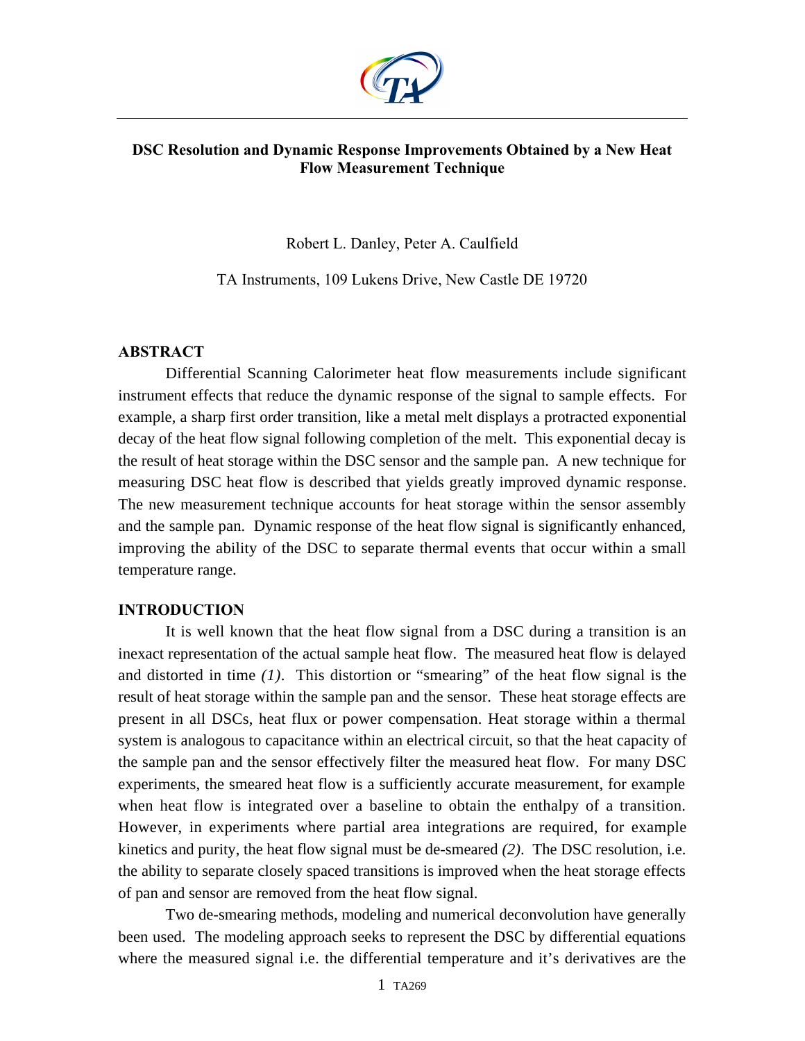# DSC Resolution and Dynamic Response Improvements Obtained by a New Heat Flow Measurement Technique

Robert L. Danley, Peter A. Caulfield

TA Instruments, 109 Lukens Drive, New Castle DE 19720

## ABSTRACT

Differential Scanning Calorimeter heat flow measurements include significant instrument effects that reduce the dynamic response of the signal to sample effects. For example, a sharp first order transition, like a metal melt displays a protracted exponential decay of the heat flow signal following completion of the melt. This exponential decay is the result of heat storage within the DSC sensor and the sample pan. A new technique for measuring DSC heat flow is described that yields greatly improved dynamic response. The new measurement technique accounts for heat storage within the sensor assembly and the sample pan. Dynamic response of the heat flow signal is significantly enhanced, improving the ability of the DSC to separate thermal events that occur within a small temperature range.

## INTRODUCTION

It is well known that the heat flow signal from a DSC during a transition is an inexact representation of the actual sample heat flow. The measured heat flow is delayed and distorted in time *(1)*. This distortion or "smearing" of the heat flow signal is the result of heat storage within the sample pan and the sensor. These heat storage effects are present in all DSCs, heat flux or power compensation. Heat storage within a thermal system is analogous to capacitance within an electrical circuit, so that the heat capacity of the sample pan and the sensor effectively filter the measured heat flow. For many DSC experiments, the smeared heat flow is a sufficiently accurate measurement, for example when heat flow is integrated over a baseline to obtain the enthalpy of a transition. However, in experiments where partial area integrations are required, for example kinetics and purity, the heat flow signal must be de-smeared *(2)*. The DSC resolution, i.e. the ability to separate closely spaced transitions is improved when the heat storage effects of pan and sensor are removed from the heat flow signal.

Two de-smearing methods, modeling and numerical deconvolution have generally been used. The modeling approach seeks to represent the DSC by differential equations where the measured signal i.e. the differential temperature and it's derivatives are the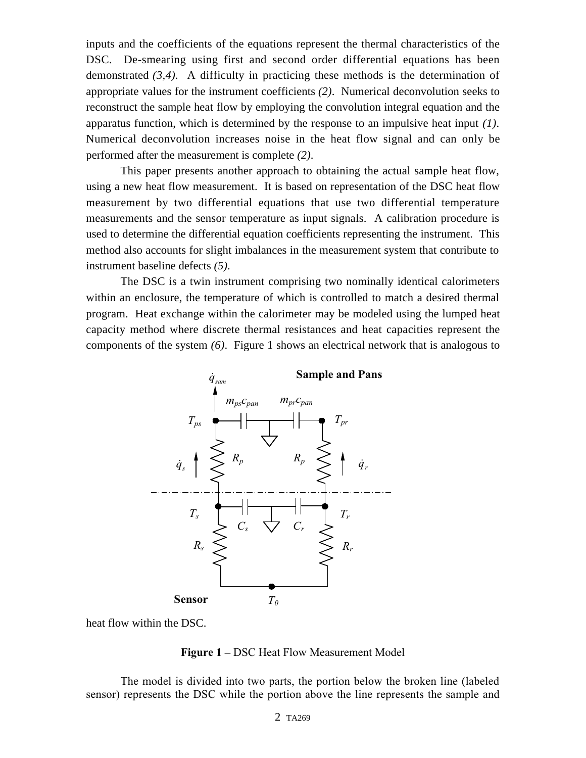inputs and the coefficients of the equations represent the thermal characteristics of the DSC. De-smearing using first and second order differential equations has been demonstrated *(3,4)*. A difficulty in practicing these methods is the determination of appropriate values for the instrument coefficients *(2)*. Numerical deconvolution seeks to reconstruct the sample heat flow by employing the convolution integral equation and the apparatus function, which is determined by the response to an impulsive heat input *(1)*. Numerical deconvolution increases noise in the heat flow signal and can only be performed after the measurement is complete *(2)*.

This paper presents another approach to obtaining the actual sample heat flow, using a new heat flow measurement. It is based on representation of the DSC heat flow measurement by two differential equations that use two differential temperature measurements and the sensor temperature as input signals. A calibration procedure is used to determine the differential equation coefficients representing the instrument. This method also accounts for slight imbalances in the measurement system that contribute to instrument baseline defects *(5)*.

The DSC is a twin instrument comprising two nominally identical calorimeters within an enclosure, the temperature of which is controlled to match a desired thermal program. Heat exchange within the calorimeter may be modeled using the lumped heat capacity method where discrete thermal resistances and heat capacities represent the components of the system *(6)*. Figure 1 shows an electrical network that is analogous to heat flow within the DSC.

**Figure 1 –** DSC Heat Flow Measurement Model

The model is divided into two parts, the portion below the broken line (labeled sensor) represents the DSC while the portion above the line represents the sample and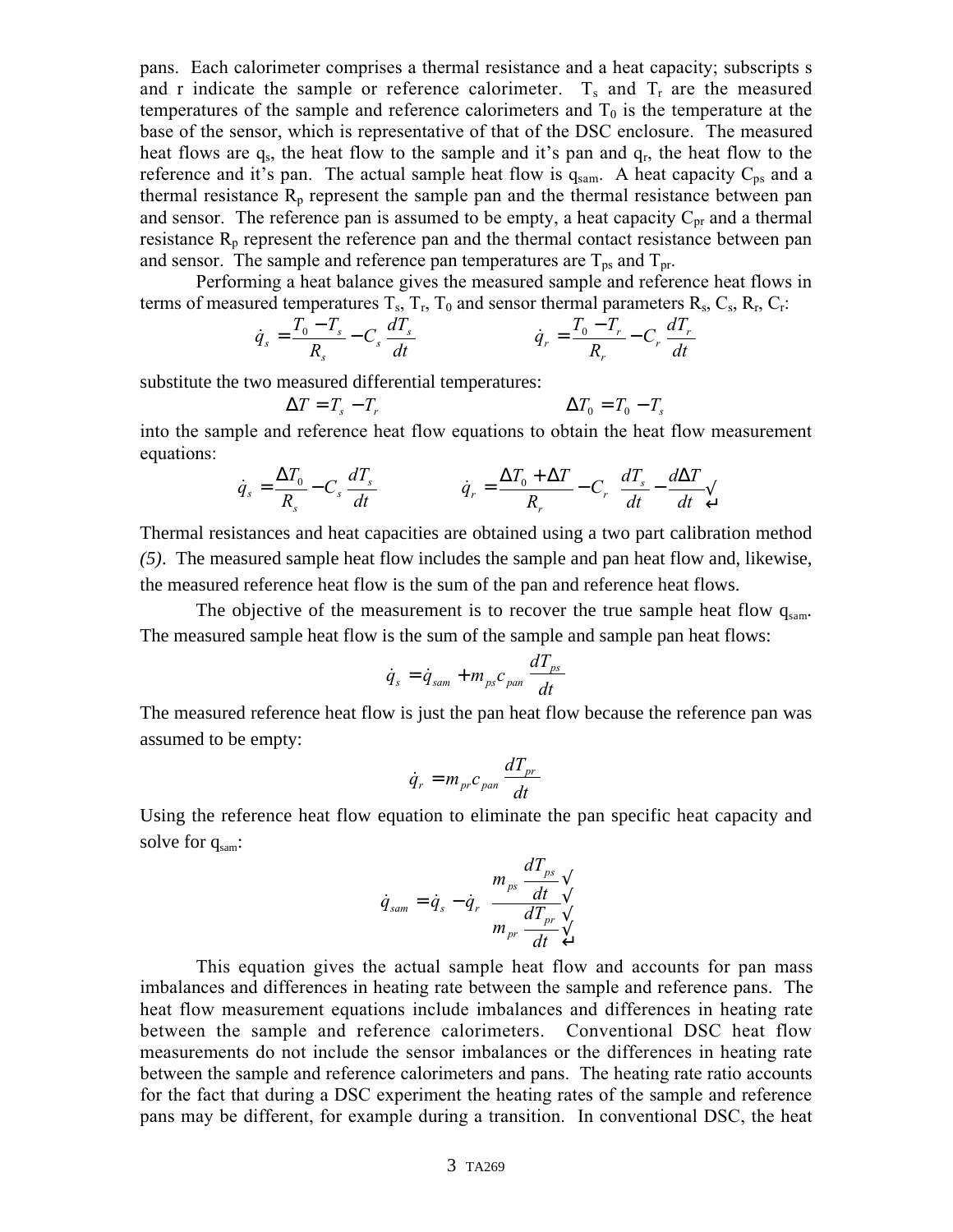pans. Each calorimeter comprises a thermal resistance and a heat capacity; subscripts s and r indicate the sample or reference calorimeter. $T_s$ and $T_r$ are the measured temperatures of the sample and reference calorimeters and $T_0$ is the temperature at the base of the sensor, which is representative of that of the DSC enclosure. The measured heat flows are $q_s$, the heat flow to the sample and it's pan and $q_r$, the heat flow to the reference and it's pan. The actual sample heat flow is $q_{sam}$. A heat capacity $C_{ps}$ and a thermal resistance $R_p$ represent the sample pan and the thermal resistance between pan and sensor. The reference pan is assumed to be empty, a heat capacity $C_{pr}$ and a thermal resistance $R_p$ represent the reference pan and the thermal contact resistance between pan and sensor. The sample and reference pan temperatures are $T_{ps}$ and $T_{pr}$.

Performing a heat balance gives the measured sample and reference heat flows in terms of measured temperatures $T_s$, $T_r$, $T_0$ and sensor thermal parameters $R_s$, $C_s$, $R_r$, $C_r$:

$$\dot{q}_s = \frac{T_0 - T_s}{R_s} - C_s \frac{dT_s}{dt} \qquad \dot{q}_r = \frac{T_0 - T_r}{R_r} - C_r \frac{dT_r}{dt}$$

substitute the two measured differential temperatures:

$$\Delta T = T_s - T_r \qquad \Delta T_0 = T_0 - T_s$$

into the sample and reference heat flow equations to obtain the heat flow measurement equations:

$$\dot{q}_s = \frac{\Delta T_0}{R_s} - C_s \frac{dT_s}{dt} \qquad \dot{q}_r = \frac{\Delta T_0 + \Delta T}{R_r} - C_r \left( \frac{dT_s}{dt} - \frac{d\Delta T}{dt} \right)$$

Thermal resistances and heat capacities are obtained using a two part calibration method *(5)*. The measured sample heat flow includes the sample and pan heat flow and, likewise, the measured reference heat flow is the sum of the pan and reference heat flows.

The objective of the measurement is to recover the true sample heat flow $q_{sam}$. The measured sample heat flow is the sum of the sample and sample pan heat flows:

$$\dot{q}_s = \dot{q}_{sam} + m_{ps} c_{pan} \frac{dT_{ps}}{dt}$$

The measured reference heat flow is just the pan heat flow because the reference pan was assumed to be empty:

$$\dot{q}_r = m_{pr} c_{pan} \frac{dT_{pr}}{dt}$$

Using the reference heat flow equation to eliminate the pan specific heat capacity and solve for $q_{sam}$:

$$\dot{q}_{sam} = \dot{q}_s - \dot{q}_r \left( \frac{m_{ps} \frac{dT_{ps}}{dt}}{m_{pr} \frac{dT_{pr}}{dt}} \right)$$

This equation gives the actual sample heat flow and accounts for pan mass imbalances and differences in heating rate between the sample and reference pans. The heat flow measurement equations include imbalances and differences in heating rate between the sample and reference calorimeters. Conventional DSC heat flow measurements do not include the sensor imbalances or the differences in heating rate between the sample and reference calorimeters and pans. The heating rate ratio accounts for the fact that during a DSC experiment the heating rates of the sample and reference pans may be different, for example during a transition. In conventional DSC, the heat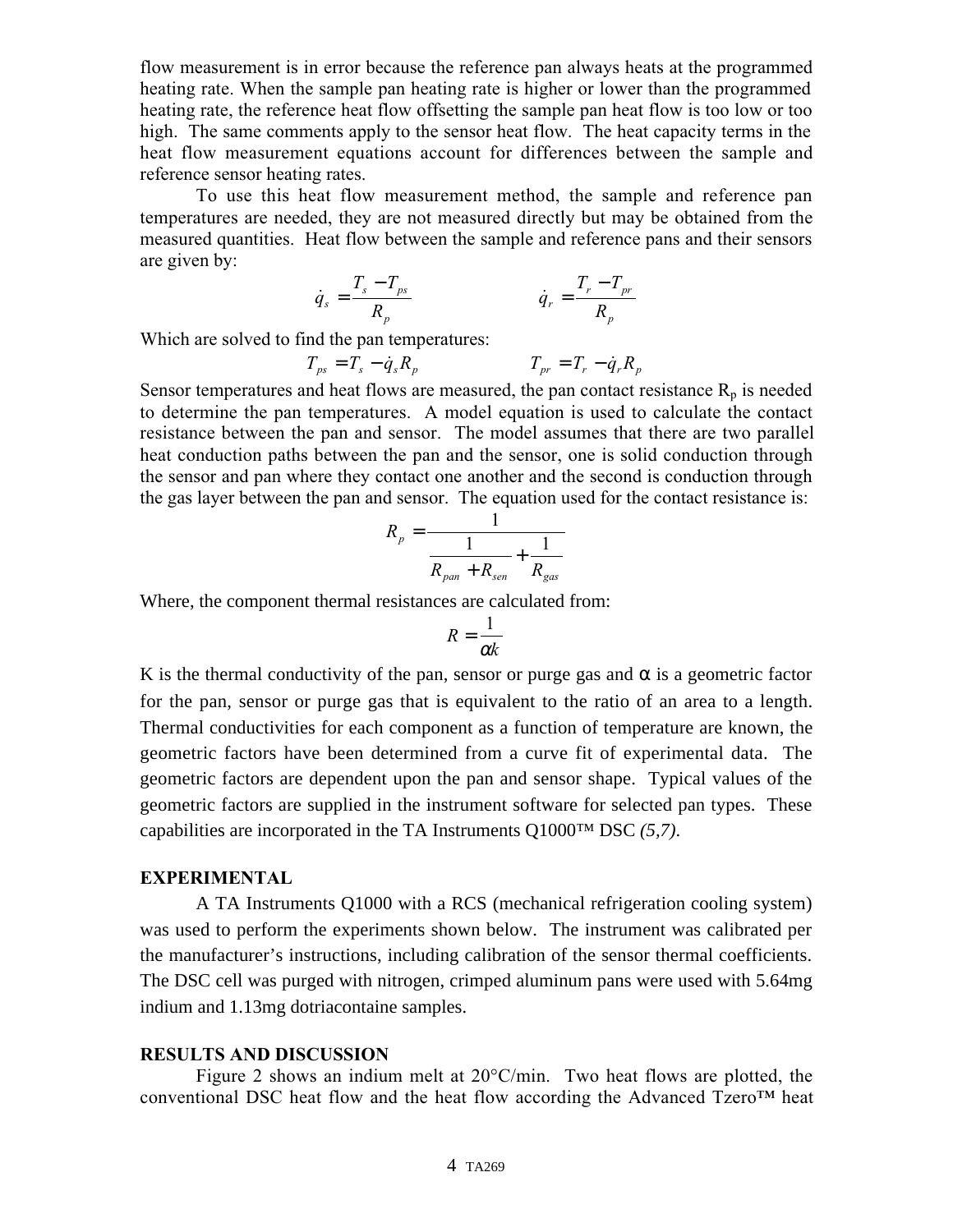flow measurement is in error because the reference pan always heats at the programmed heating rate. When the sample pan heating rate is higher or lower than the programmed heating rate, the reference heat flow offsetting the sample pan heat flow is too low or too high. The same comments apply to the sensor heat flow. The heat capacity terms in the heat flow measurement equations account for differences between the sample and reference sensor heating rates.

To use this heat flow measurement method, the sample and reference pan temperatures are needed, they are not measured directly but may be obtained from the measured quantities. Heat flow between the sample and reference pans and their sensors are given by:

$$\dot{q}_s = \frac{T_s - T_{ps}}{R_p} \qquad\qquad \dot{q}_r = \frac{T_r - T_{pr}}{R_p}$$

Which are solved to find the pan temperatures:

$$T_{ps} = T_s - \dot{q}_s R_p \qquad\qquad T_{pr} = T_r - \dot{q}_r R_p$$

Sensor temperatures and heat flows are measured, the pan contact resistance $R_p$ is needed to determine the pan temperatures. A model equation is used to calculate the contact resistance between the pan and sensor. The model assumes that there are two parallel heat conduction paths between the pan and the sensor, one is solid conduction through the sensor and pan where they contact one another and the second is conduction through the gas layer between the pan and sensor. The equation used for the contact resistance is:

$$R_p = \frac{1}{\dfrac{1}{R_{pan} + R_{sen}} + \dfrac{1}{R_{gas}}}$$

Where, the component thermal resistances are calculated from:

$$R = \frac{1}{\alpha k}$$

K is the thermal conductivity of the pan, sensor or purge gas and $\alpha$ is a geometric factor for the pan, sensor or purge gas that is equivalent to the ratio of an area to a length. Thermal conductivities for each component as a function of temperature are known, the geometric factors have been determined from a curve fit of experimental data. The geometric factors are dependent upon the pan and sensor shape. Typical values of the geometric factors are supplied in the instrument software for selected pan types. These capabilities are incorporated in the TA Instruments Q1000™ DSC *(5,7)*.

## EXPERIMENTAL

A TA Instruments Q1000 with a RCS (mechanical refrigeration cooling system) was used to perform the experiments shown below. The instrument was calibrated per the manufacturer's instructions, including calibration of the sensor thermal coefficients. The DSC cell was purged with nitrogen, crimped aluminum pans were used with 5.64mg indium and 1.13mg dotriacontaine samples.

## RESULTS AND DISCUSSION

Figure 2 shows an indium melt at 20°C/min. Two heat flows are plotted, the conventional DSC heat flow and the heat flow according the Advanced Tzero™ heat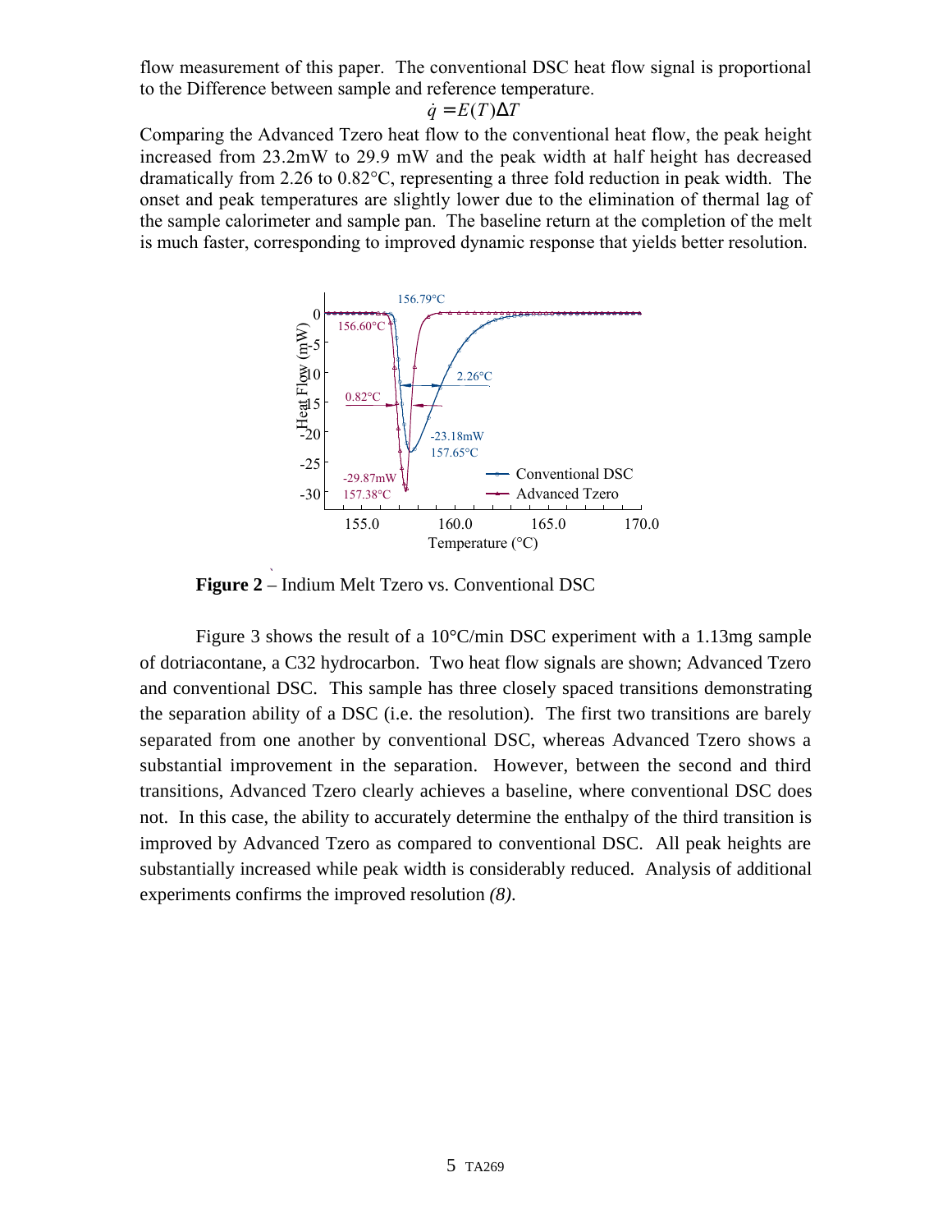flow measurement of this paper. The conventional DSC heat flow signal is proportional to the Difference between sample and reference temperature.

$$\dot{q} = E(T)\Delta T$$

Comparing the Advanced Tzero heat flow to the conventional heat flow, the peak height increased from 23.2mW to 29.9 mW and the peak width at half height has decreased dramatically from 2.26 to 0.82°C, representing a three fold reduction in peak width. The onset and peak temperatures are slightly lower due to the elimination of thermal lag of the sample calorimeter and sample pan. The baseline return at the completion of the melt is much faster, corresponding to improved dynamic response that yields better resolution.

**Figure 2** – Indium Melt Tzero vs. Conventional DSC

Figure 3 shows the result of a 10°C/min DSC experiment with a 1.13mg sample of dotriacontane, a C32 hydrocarbon. Two heat flow signals are shown; Advanced Tzero and conventional DSC. This sample has three closely spaced transitions demonstrating the separation ability of a DSC (i.e. the resolution). The first two transitions are barely separated from one another by conventional DSC, whereas Advanced Tzero shows a substantial improvement in the separation. However, between the second and third transitions, Advanced Tzero clearly achieves a baseline, where conventional DSC does not. In this case, the ability to accurately determine the enthalpy of the third transition is improved by Advanced Tzero as compared to conventional DSC. All peak heights are substantially increased while peak width is considerably reduced. Analysis of additional experiments confirms the improved resolution *(8)*.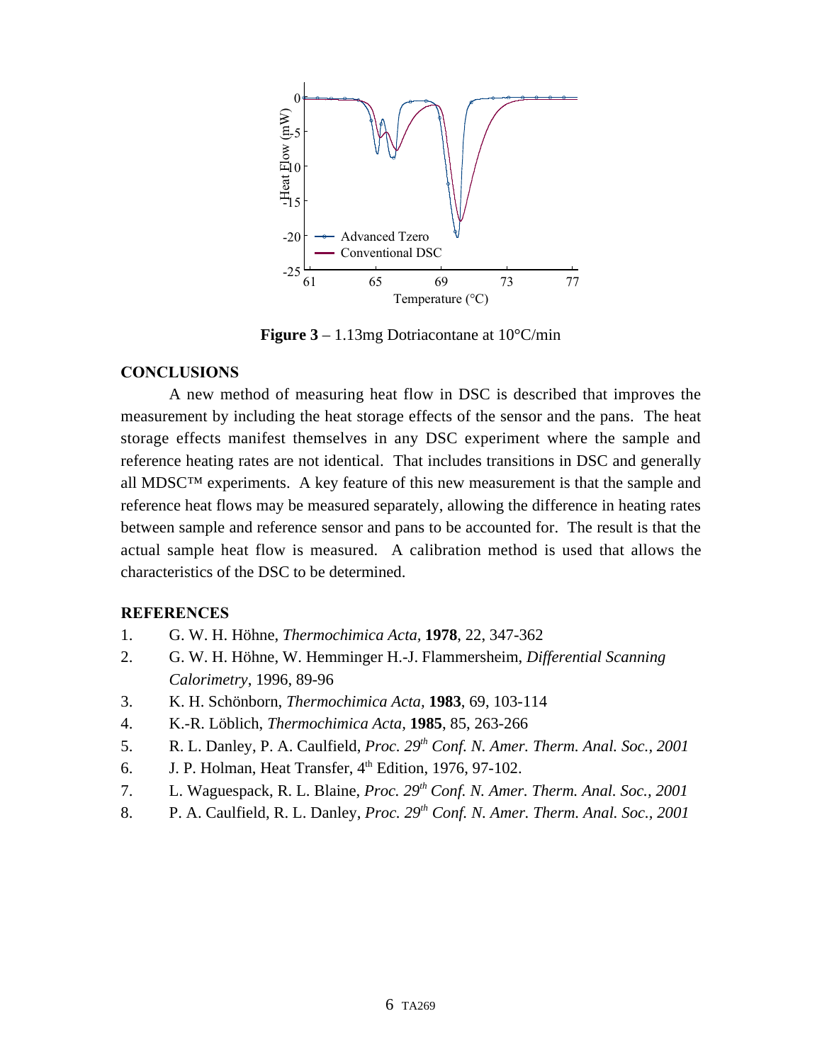0
-5
-10
-15
-20
-25
Heat Flow (mW)
61
65
69
73
77
Temperature (°C)
Advanced Tzero
Conventional DSC

**Figure 3** – 1.13mg Dotriacontane at 10°C/min

## CONCLUSIONS

A new method of measuring heat flow in DSC is described that improves the measurement by including the heat storage effects of the sensor and the pans. The heat storage effects manifest themselves in any DSC experiment where the sample and reference heating rates are not identical. That includes transitions in DSC and generally all MDSC™ experiments. A key feature of this new measurement is that the sample and reference heat flows may be measured separately, allowing the difference in heating rates between sample and reference sensor and pans to be accounted for. The result is that the actual sample heat flow is measured. A calibration method is used that allows the characteristics of the DSC to be determined.

## REFERENCES

1. G. W. H. Höhne, *Thermochimica Acta*, **1978**, 22, 347-362
2. G. W. H. Höhne, W. Hemminger H.-J. Flammersheim, *Differential Scanning Calorimetry*, 1996, 89-96
3. K. H. Schönborn, *Thermochimica Acta*, **1983**, 69, 103-114
4. K.-R. Löblich, *Thermochimica Acta*, **1985**, 85, 263-266
5. R. L. Danley, P. A. Caulfield, *Proc. 29th Conf. N. Amer. Therm. Anal. Soc., 2001*
6. J. P. Holman, Heat Transfer, 4th Edition, 1976, 97-102.
7. L. Waguespack, R. L. Blaine, *Proc. 29th Conf. N. Amer. Therm. Anal. Soc., 2001*
8. P. A. Caulfield, R. L. Danley, *Proc. 29th Conf. N. Amer. Therm. Anal. Soc., 2001*